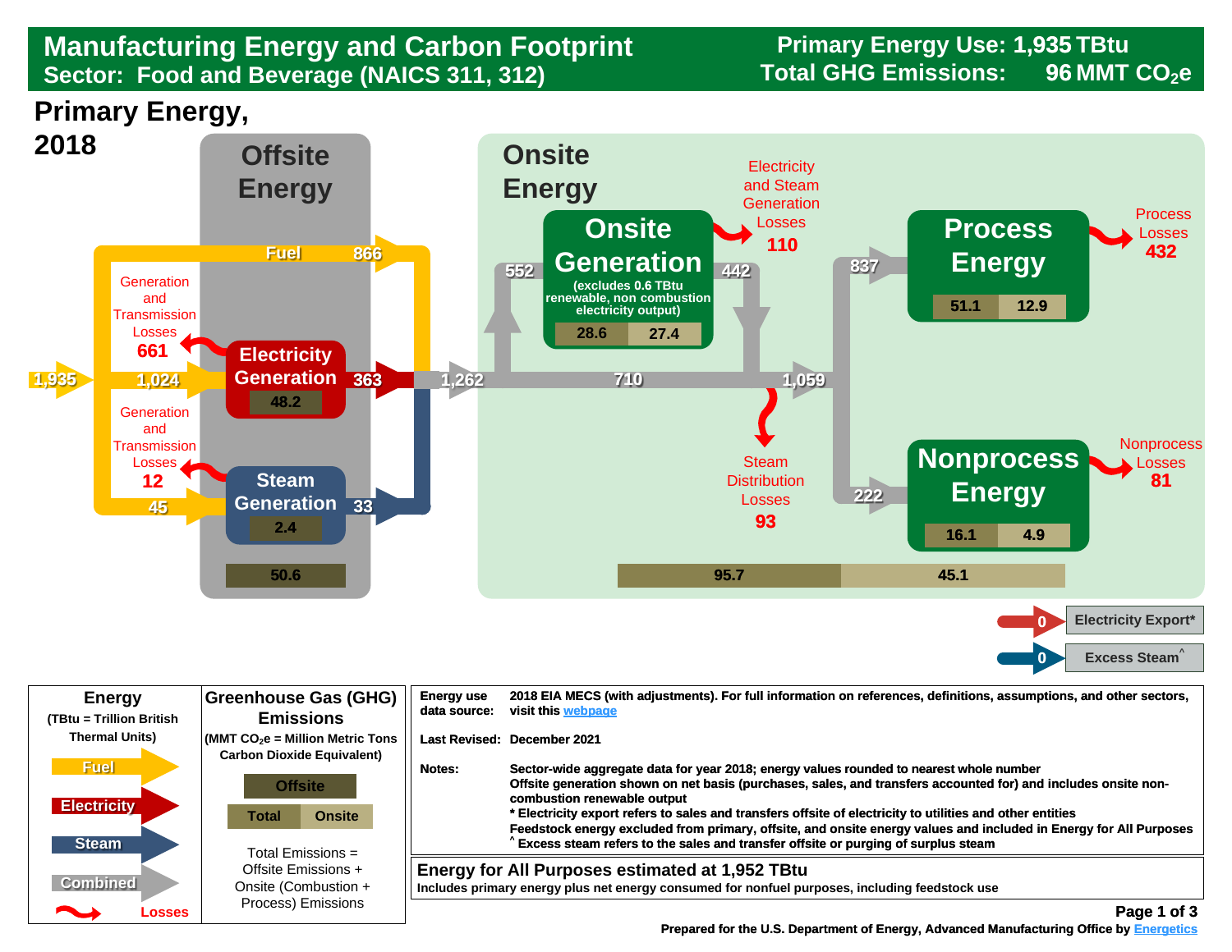# Manufacturing Energy and Carbon Footprint

## Sector: Food and Beverage (NAICS 311, 312)

**Primary Energy Use: 1,935 TBtu**
**Total GHG Emissions: 96 MMT $CO_2e$**

## Primary Energy, 2018

### Offsite Energy

- Primary energy input: 1,935
- Fuel: 866
- To Electricity Generation: 1,024
- To Steam Generation: 45
- Electricity Generation: 363 (emissions 48.2)
  - Generation and Transmission Losses: 661
- Steam Generation: 33 (emissions 2.4)
  - Generation and Transmission Losses: 12
- Offsite emissions total: 50.6

### Onsite Energy

- Combined: 1,262
- To Onsite Generation: 552
- Onsite Generation (excludes 0.6 TBtu renewable, non combustion electricity output): 442 (Total 28.6, Onsite 27.4)
  - Electricity and Steam Generation Losses: 110
- Direct: 710
- Combined: 1,059
  - Steam Distribution Losses: 93
- Process Energy: 837 (Total 51.1, Onsite 12.9)
  - Process Losses: 432
- Nonprocess Energy: 222 (Total 16.1, Onsite 4.9)
  - Nonprocess Losses: 81
- Onsite emissions: Total 95.7, Onsite 45.1
- Electricity Export*: 0
- Excess Steam^: 0

| Energy (TBtu = Trillion British Thermal Units) | Greenhouse Gas (GHG) Emissions (MMT $CO_2e$ = Million Metric Tons Carbon Dioxide Equivalent) |
|---|---|
| Fuel | Offsite |
| Electricity | Total / Onsite |
| Steam | Total Emissions = Offsite Emissions + Onsite (Combustion + Process) Emissions |
| Combined | |
| Losses | |

**Energy use data source:** 2018 EIA MECS (with adjustments). For full information on references, definitions, assumptions, and other sectors, visit this webpage

**Last Revised:** December 2021

**Notes:**
Sector-wide aggregate data for year 2018; energy values rounded to nearest whole number
Offsite generation shown on net basis (purchases, sales, and transfers accounted for) and includes onsite non-combustion renewable output
* Electricity export refers to sales and transfers offsite of electricity to utilities and other entities
Feedstock energy excluded from primary, offsite, and onsite energy values and included in Energy for All Purposes
^ Excess steam refers to the sales and transfer offsite or purging of surplus steam

**Energy for All Purposes estimated at 1,952 TBtu**
Includes primary energy plus net energy consumed for nonfuel purposes, including feedstock use

Prepared for the U.S. Department of Energy, Advanced Manufacturing Office by Energetics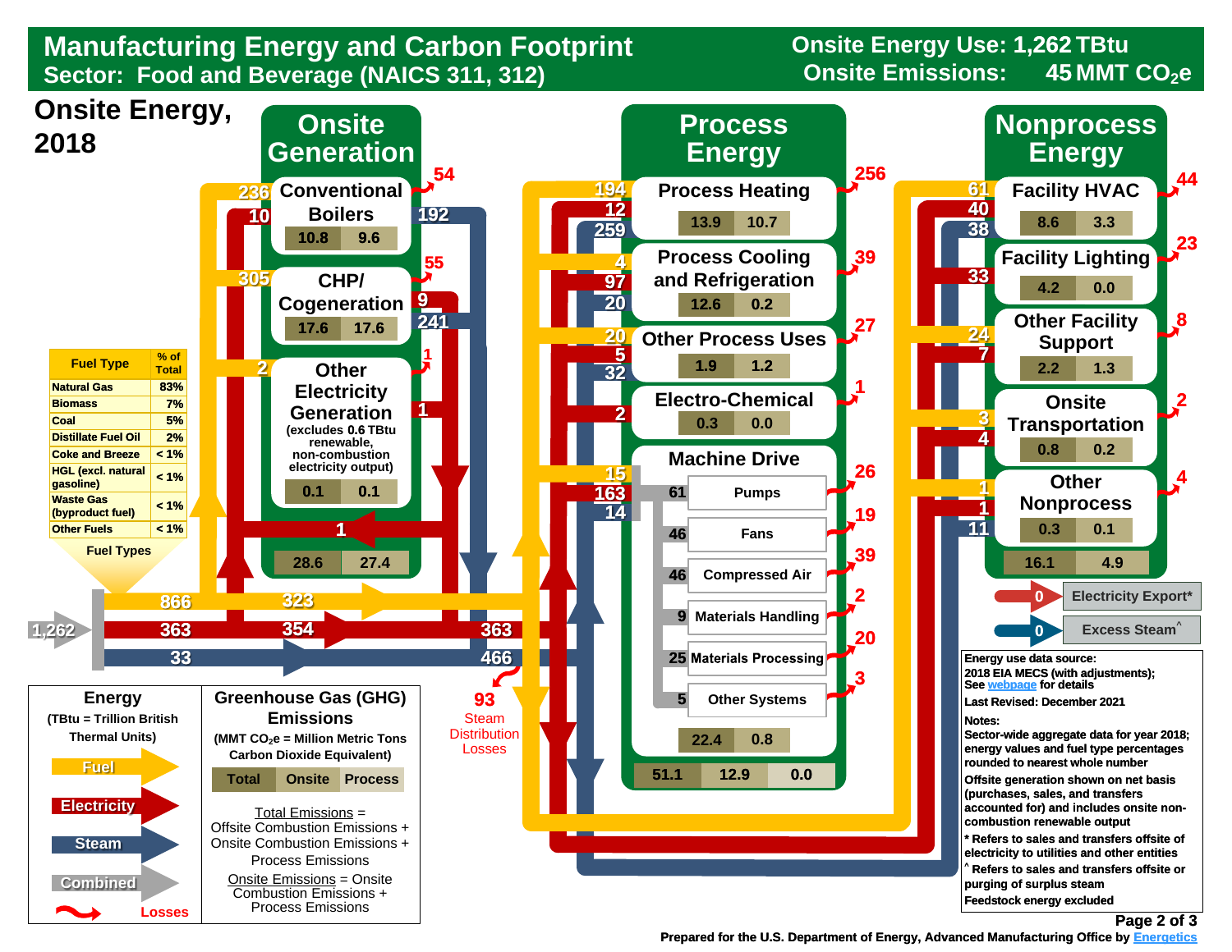# Manufacturing Energy and Carbon Footprint

**Sector: Food and Beverage (NAICS 311, 312)**

**Onsite Energy Use: 1,262 TBtu**
**Onsite Emissions: 45 MMT $CO_2e$**

## Onsite Energy, 2018

### Onsite Generation

| Component | Fuel in | Electricity in | Steam/Electricity out | Losses | Total Emissions | Onsite Emissions |
|---|---|---|---|---|---|---|
| Conventional Boilers | 236 | 10 | 192 (steam) | 54 | 10.8 | 9.6 |
| CHP/ Cogeneration | 305 | | 9 (electricity), 241 (steam) | 55 | 17.6 | 17.6 |
| Other Electricity Generation (excludes 0.6 TBtu renewable, non-combustion electricity output) | 2 | | 1 (electricity) | 1 | 0.1 | 0.1 |
| **Onsite Generation Total** | | | | | 28.6 | 27.4 |

Electricity flow from onsite generation: 1

| Fuel Type | % of Total |
|---|---|
| Natural Gas | 83% |
| Biomass | 7% |
| Coal | 5% |
| Distillate Fuel Oil | 2% |
| Coke and Breeze | < 1% |
| HGL (excl. natural gasoline) | < 1% |
| Waste Gas (byproduct fuel) | < 1% |
| Other Fuels | < 1% |

Fuel Types

Combined: 1,262 — Fuel: 866; Electricity: 363; Steam: 33

Fuel 323; Electricity 354 → 363; Steam 466

93 Steam Distribution Losses

### Process Energy

| End Use | Fuel | Electricity | Steam | Losses | Total Emissions | Onsite Emissions |
|---|---|---|---|---|---|---|
| Process Heating | 194 | 12 | 259 | 256 | 13.9 | 10.7 |
| Process Cooling and Refrigeration | 4 | 97 | 20 | 39 | 12.6 | 0.2 |
| Other Process Uses | 20 | 5 | 32 | 27 | 1.9 | 1.2 |
| Electro-Chemical | | 2 | | 1 | 0.3 | 0.0 |
| Machine Drive | 15 | 163 | 14 | | 22.4 | 0.8 |

Machine Drive breakdown:

| System | Energy | Losses |
|---|---|---|
| Pumps | 61 | 26 |
| Fans | 46 | 19 |
| Compressed Air | 46 | 39 |
| Materials Handling | 9 | 2 |
| Materials Processing | 25 | 20 |
| Other Systems | 5 | 3 |

Process Energy Total emissions: Total 51.1 | Onsite 12.9 | Process 0.0

### Nonprocess Energy

| End Use | Fuel | Electricity | Steam | Losses | Total Emissions | Onsite Emissions |
|---|---|---|---|---|---|---|
| Facility HVAC | 61 | 40 | 38 | 44 | 8.6 | 3.3 |
| Facility Lighting | | 33 | | 23 | 4.2 | 0.0 |
| Other Facility Support | 24 | 7 | | 8 | 2.2 | 1.3 |
| Onsite Transportation | 3 | 4 | | 2 | 0.8 | 0.2 |
| Other Nonprocess | 1 | 1 | 11 | 4 | 0.3 | 0.1 |
| **Nonprocess Total** | | | | | 16.1 | 4.9 |

Electricity Export*: 0

Excess Steam^: 0

### Legend

**Energy** (TBtu = Trillion British Thermal Units)
- Fuel
- Electricity
- Steam
- Combined
- Losses

**Greenhouse Gas (GHG) Emissions** (MMT $CO_2e$ = Million Metric Tons Carbon Dioxide Equivalent)

| Total | Onsite | Process |
|---|---|---|

Total Emissions = Offsite Combustion Emissions + Onsite Combustion Emissions + Process Emissions

Onsite Emissions = Onsite Combustion Emissions + Process Emissions

Energy use data source: 2018 EIA MECS (with adjustments); See webpage for details

Last Revised: December 2021

Notes:
Sector-wide aggregate data for year 2018; energy values and fuel type percentages rounded to nearest whole number

Offsite generation shown on net basis (purchases, sales, and transfers accounted for) and includes onsite non-combustion renewable output

* Refers to sales and transfers offsite of electricity to utilities and other entities

^ Refers to sales and transfers offsite or purging of surplus steam

Feedstock energy excluded

Prepared for the U.S. Department of Energy, Advanced Manufacturing Office by Energetics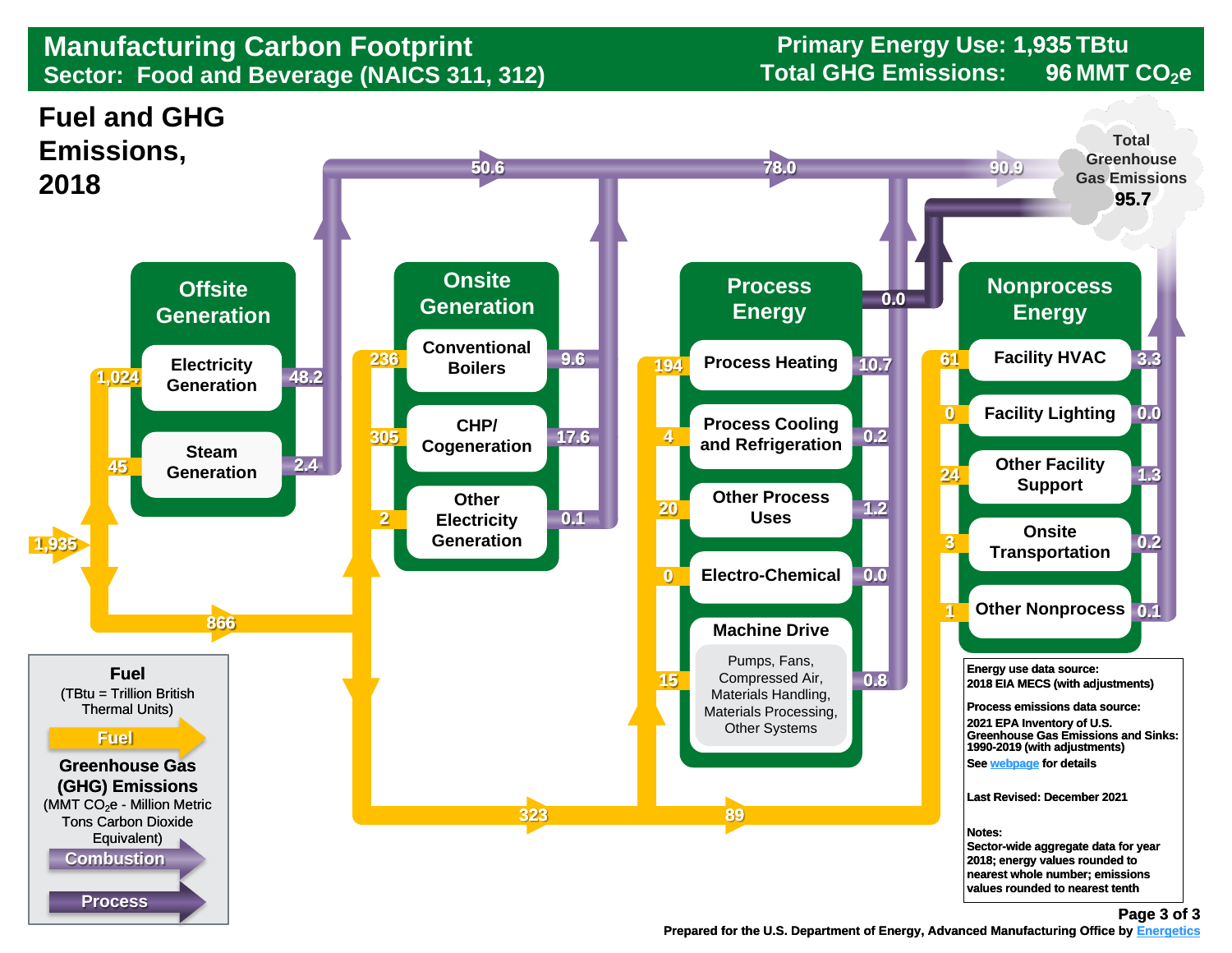# Manufacturing Carbon Footprint

## Sector: Food and Beverage (NAICS 311, 312)

**Primary Energy Use: 1,935 TBtu**

**Total GHG Emissions: 96 MMT $CO_2e$**

## Fuel and GHG Emissions, 2018

Total Greenhouse Gas Emissions
95.7

1,935
1,024
45
866
323
89
50.6
78.0
90.9

### Offsite Generation

Electricity Generation
1,024
48.2

Steam Generation
45
2.4

### Onsite Generation

Conventional Boilers
236
9.6

CHP/ Cogeneration
305
17.6

Other Electricity Generation
2
0.1

### Process Energy

0.0

Process Heating
194
10.7

Process Cooling and Refrigeration
4
0.2

Other Process Uses
20
1.2

Electro-Chemical
0
0.0

Machine Drive
Pumps, Fans, Compressed Air, Materials Handling, Materials Processing, Other Systems
15
0.8

### Nonprocess Energy

Facility HVAC
61
3.3

Facility Lighting
0
0.0

Other Facility Support
24
1.3

Onsite Transportation
3
0.2

Other Nonprocess
1
0.1

**Fuel**
(TBtu = Trillion British Thermal Units)

Fuel

**Greenhouse Gas (GHG) Emissions**
(MMT $CO_2e$ - Million Metric Tons Carbon Dioxide Equivalent)

Combustion

Process

**Energy use data source:**
**2018 EIA MECS (with adjustments)**

**Process emissions data source:**
**2021 EPA Inventory of U.S. Greenhouse Gas Emissions and Sinks: 1990-2019 (with adjustments)**

**See webpage for details**

**Last Revised: December 2021**

**Notes:**
**Sector-wide aggregate data for year 2018; energy values rounded to nearest whole number; emissions values rounded to nearest tenth**

**Prepared for the U.S. Department of Energy, Advanced Manufacturing Office by Energetics**